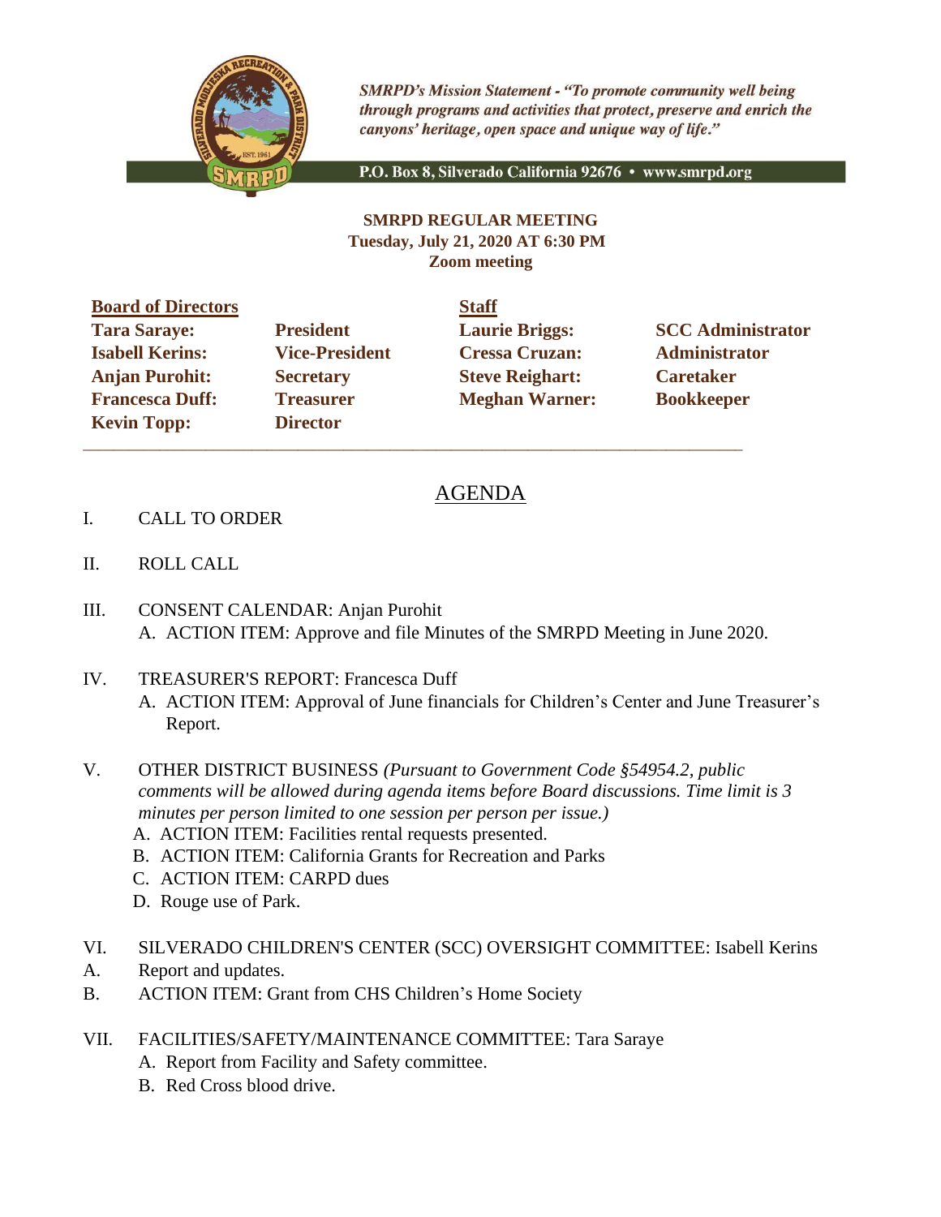*SMRPD's Mission Statement - "To promote community well being through programs and activities that protect, preserve and enrich the canyons' heritage, open space and unique way of life."*

**P.O. Box 8, Silverado California 92676 • www.smrpd.org**

**SMRPD REGULAR MEETING**
**Tuesday, July 21, 2020 AT 6:30 PM**
**Zoom meeting**

| **Board of Directors** | | **Staff** | |
|---|---|---|---|
| **Tara Saraye:** | **President** | **Laurie Briggs:** | **SCC Administrator** |
| **Isabell Kerins:** | **Vice-President** | **Cressa Cruzan:** | **Administrator** |
| **Anjan Purohit:** | **Secretary** | **Steve Reighart:** | **Caretaker** |
| **Francesca Duff:** | **Treasurer** | **Meghan Warner:** | **Bookkeeper** |
| **Kevin Topp:** | **Director** | | |

---

## AGENDA

I. CALL TO ORDER

II. ROLL CALL

III. CONSENT CALENDAR: Anjan Purohit
  A. ACTION ITEM: Approve and file Minutes of the SMRPD Meeting in June 2020.

IV. TREASURER'S REPORT: Francesca Duff
  A. ACTION ITEM: Approval of June financials for Children's Center and June Treasurer's Report.

V. OTHER DISTRICT BUSINESS *(Pursuant to Government Code §54954.2, public comments will be allowed during agenda items before Board discussions. Time limit is 3 minutes per person limited to one session per person per issue.)*
  A. ACTION ITEM: Facilities rental requests presented.
  B. ACTION ITEM: California Grants for Recreation and Parks
  C. ACTION ITEM: CARPD dues
  D. Rouge use of Park.

VI. SILVERADO CHILDREN'S CENTER (SCC) OVERSIGHT COMMITTEE: Isabell Kerins
A. Report and updates.
B. ACTION ITEM: Grant from CHS Children's Home Society

VII. FACILITIES/SAFETY/MAINTENANCE COMMITTEE: Tara Saraye
  A. Report from Facility and Safety committee.
  B. Red Cross blood drive.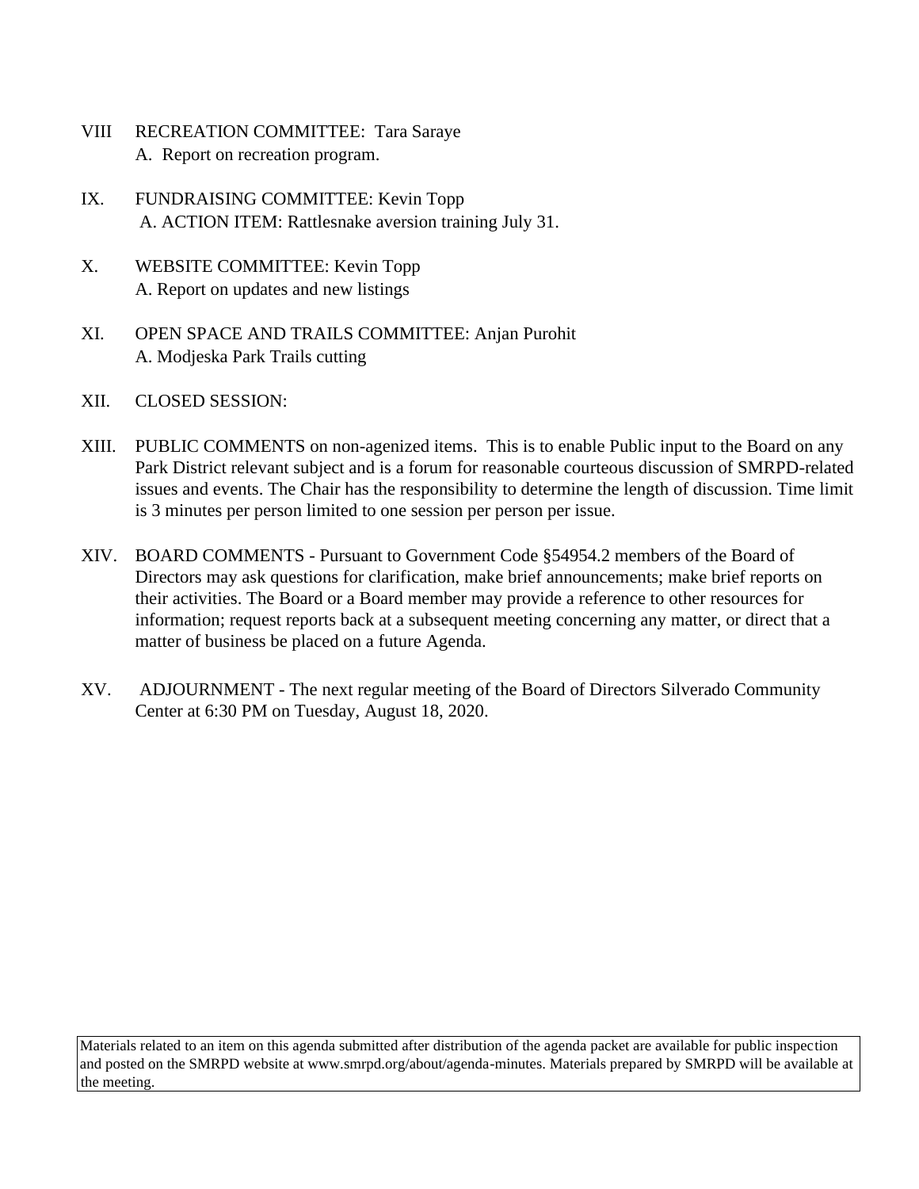VIII RECREATION COMMITTEE: Tara Saraye
A. Report on recreation program.

IX. FUNDRAISING COMMITTEE: Kevin Topp
A. ACTION ITEM: Rattlesnake aversion training July 31.

X. WEBSITE COMMITTEE: Kevin Topp
A. Report on updates and new listings

XI. OPEN SPACE AND TRAILS COMMITTEE: Anjan Purohit
A. Modjeska Park Trails cutting

XII. CLOSED SESSION:

XIII. PUBLIC COMMENTS on non-agenized items. This is to enable Public input to the Board on any Park District relevant subject and is a forum for reasonable courteous discussion of SMRPD-related issues and events. The Chair has the responsibility to determine the length of discussion. Time limit is 3 minutes per person limited to one session per person per issue.

XIV. BOARD COMMENTS - Pursuant to Government Code §54954.2 members of the Board of Directors may ask questions for clarification, make brief announcements; make brief reports on their activities. The Board or a Board member may provide a reference to other resources for information; request reports back at a subsequent meeting concerning any matter, or direct that a matter of business be placed on a future Agenda.

XV. ADJOURNMENT - The next regular meeting of the Board of Directors Silverado Community Center at 6:30 PM on Tuesday, August 18, 2020.

Materials related to an item on this agenda submitted after distribution of the agenda packet are available for public inspection and posted on the SMRPD website at www.smrpd.org/about/agenda-minutes. Materials prepared by SMRPD will be available at the meeting.